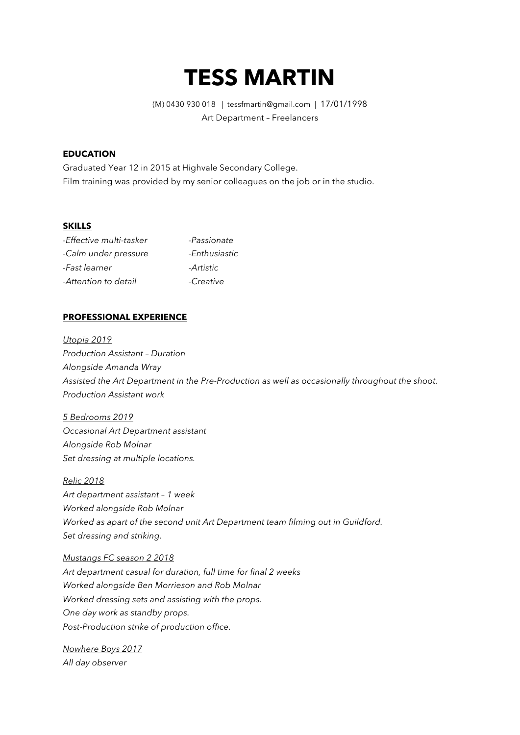# TESS MARTIN

(M) 0430 930 018 | tessfmartin@gmail.com | 17/01/1998

Art Department – Freelancers

**EDUCATION**

Graduated Year 12 in 2015 at Highvale Secondary College.
Film training was provided by my senior colleagues on the job or in the studio.

**SKILLS**

*-Effective multi-tasker*
*-Calm under pressure*
*-Fast learner*
*-Attention to detail*
*-Passionate*
*-Enthusiastic*
*-Artistic*
*-Creative*

**PROFESSIONAL EXPERIENCE**

*Utopia 2019*
*Production Assistant – Duration*
*Alongside Amanda Wray*
*Assisted the Art Department in the Pre-Production as well as occasionally throughout the shoot.*
*Production Assistant work*

*5 Bedrooms 2019*
*Occasional Art Department assistant*
*Alongside Rob Molnar*
*Set dressing at multiple locations.*

*Relic 2018*
*Art department assistant – 1 week*
*Worked alongside Rob Molnar*
*Worked as apart of the second unit Art Department team filming out in Guildford.*
*Set dressing and striking.*

*Mustangs FC season 2 2018*
*Art department casual for duration, full time for final 2 weeks*
*Worked alongside Ben Morrieson and Rob Molnar*
*Worked dressing sets and assisting with the props.*
*One day work as standby props.*
*Post-Production strike of production office.*

*Nowhere Boys 2017*
*All day observer*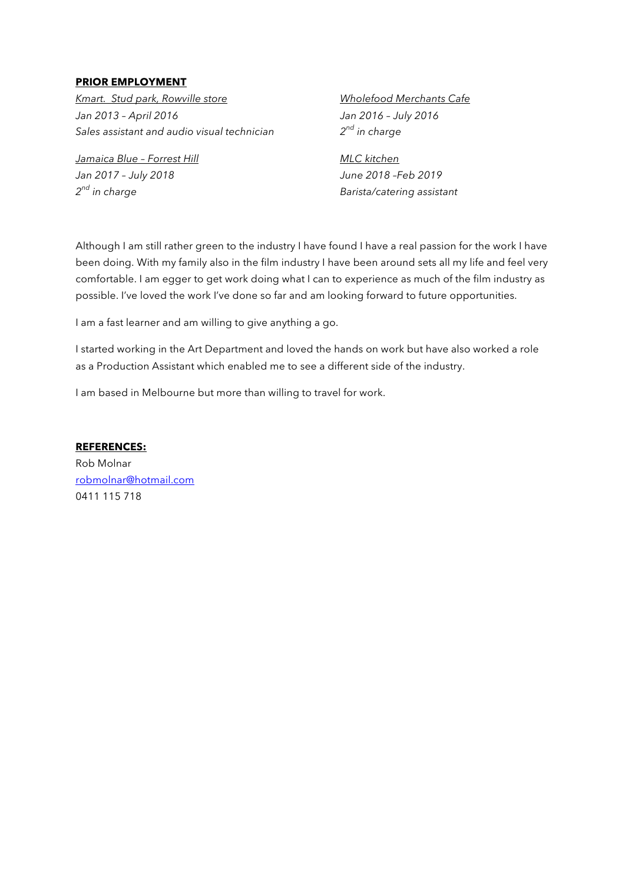**PRIOR EMPLOYMENT**

*Kmart. Stud park, Rowville store*
*Jan 2013 – April 2016*
*Sales assistant and audio visual technician*

*Wholefood Merchants Cafe*
*Jan 2016 – July 2016*
*2nd in charge*

*Jamaica Blue – Forrest Hill*
*Jan 2017 – July 2018*
*2nd in charge*

*MLC kitchen*
*June 2018 –Feb 2019*
*Barista/catering assistant*

Although I am still rather green to the industry I have found I have a real passion for the work I have been doing. With my family also in the film industry I have been around sets all my life and feel very comfortable. I am egger to get work doing what I can to experience as much of the film industry as possible. I've loved the work I've done so far and am looking forward to future opportunities.

I am a fast learner and am willing to give anything a go.

I started working in the Art Department and loved the hands on work but have also worked a role as a Production Assistant which enabled me to see a different side of the industry.

I am based in Melbourne but more than willing to travel for work.

**REFERENCES:**

Rob Molnar
robmolnar@hotmail.com
0411 115 718